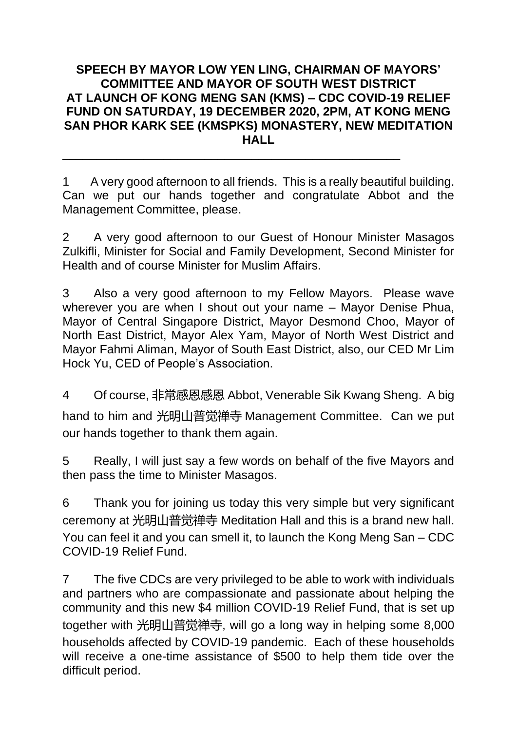**SPEECH BY MAYOR LOW YEN LING, CHAIRMAN OF MAYORS' COMMITTEE AND MAYOR OF SOUTH WEST DISTRICT AT LAUNCH OF KONG MENG SAN (KMS) – CDC COVID-19 RELIEF FUND ON SATURDAY, 19 DECEMBER 2020, 2PM, AT KONG MENG SAN PHOR KARK SEE (KMSPKS) MONASTERY, NEW MEDITATION HALL**

---

1 A very good afternoon to all friends. This is a really beautiful building. Can we put our hands together and congratulate Abbot and the Management Committee, please.

2 A very good afternoon to our Guest of Honour Minister Masagos Zulkifli, Minister for Social and Family Development, Second Minister for Health and of course Minister for Muslim Affairs.

3 Also a very good afternoon to my Fellow Mayors. Please wave wherever you are when I shout out your name – Mayor Denise Phua, Mayor of Central Singapore District, Mayor Desmond Choo, Mayor of North East District, Mayor Alex Yam, Mayor of North West District and Mayor Fahmi Aliman, Mayor of South East District, also, our CED Mr Lim Hock Yu, CED of People's Association.

4 Of course, 非常感恩感恩 Abbot, Venerable Sik Kwang Sheng. A big hand to him and 光明山普觉禅寺 Management Committee. Can we put our hands together to thank them again.

5 Really, I will just say a few words on behalf of the five Mayors and then pass the time to Minister Masagos.

6 Thank you for joining us today this very simple but very significant ceremony at 光明山普觉禅寺 Meditation Hall and this is a brand new hall. You can feel it and you can smell it, to launch the Kong Meng San – CDC COVID-19 Relief Fund.

7 The five CDCs are very privileged to be able to work with individuals and partners who are compassionate and passionate about helping the community and this new $4 million COVID-19 Relief Fund, that is set up together with 光明山普觉禅寺, will go a long way in helping some 8,000 households affected by COVID-19 pandemic. Each of these households will receive a one-time assistance of $500 to help them tide over the difficult period.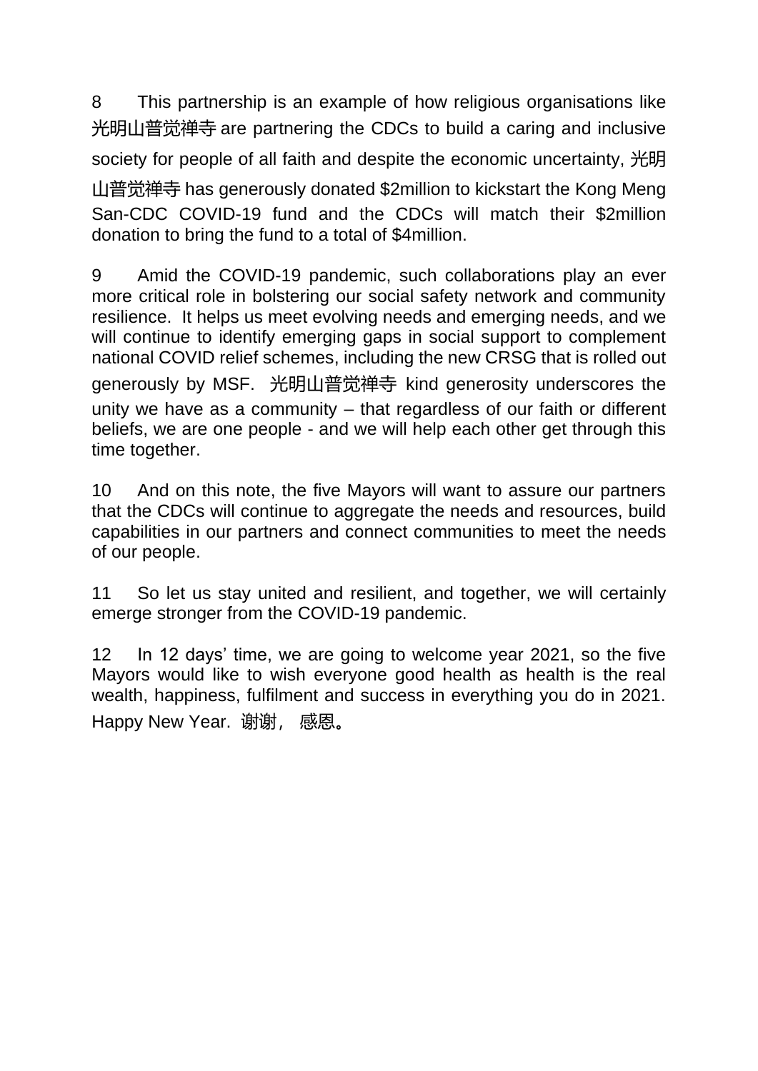8 This partnership is an example of how religious organisations like 光明山普觉禅寺 are partnering the CDCs to build a caring and inclusive society for people of all faith and despite the economic uncertainty, 光明山普觉禅寺 has generously donated $2million to kickstart the Kong Meng San-CDC COVID-19 fund and the CDCs will match their $2million donation to bring the fund to a total of $4million.

9 Amid the COVID-19 pandemic, such collaborations play an ever more critical role in bolstering our social safety network and community resilience. It helps us meet evolving needs and emerging needs, and we will continue to identify emerging gaps in social support to complement national COVID relief schemes, including the new CRSG that is rolled out generously by MSF. 光明山普觉禅寺 kind generosity underscores the unity we have as a community – that regardless of our faith or different beliefs, we are one people - and we will help each other get through this time together.

10 And on this note, the five Mayors will want to assure our partners that the CDCs will continue to aggregate the needs and resources, build capabilities in our partners and connect communities to meet the needs of our people.

11 So let us stay united and resilient, and together, we will certainly emerge stronger from the COVID-19 pandemic.

12 In 12 days' time, we are going to welcome year 2021, so the five Mayors would like to wish everyone good health as health is the real wealth, happiness, fulfilment and success in everything you do in 2021. Happy New Year. 谢谢， 感恩。